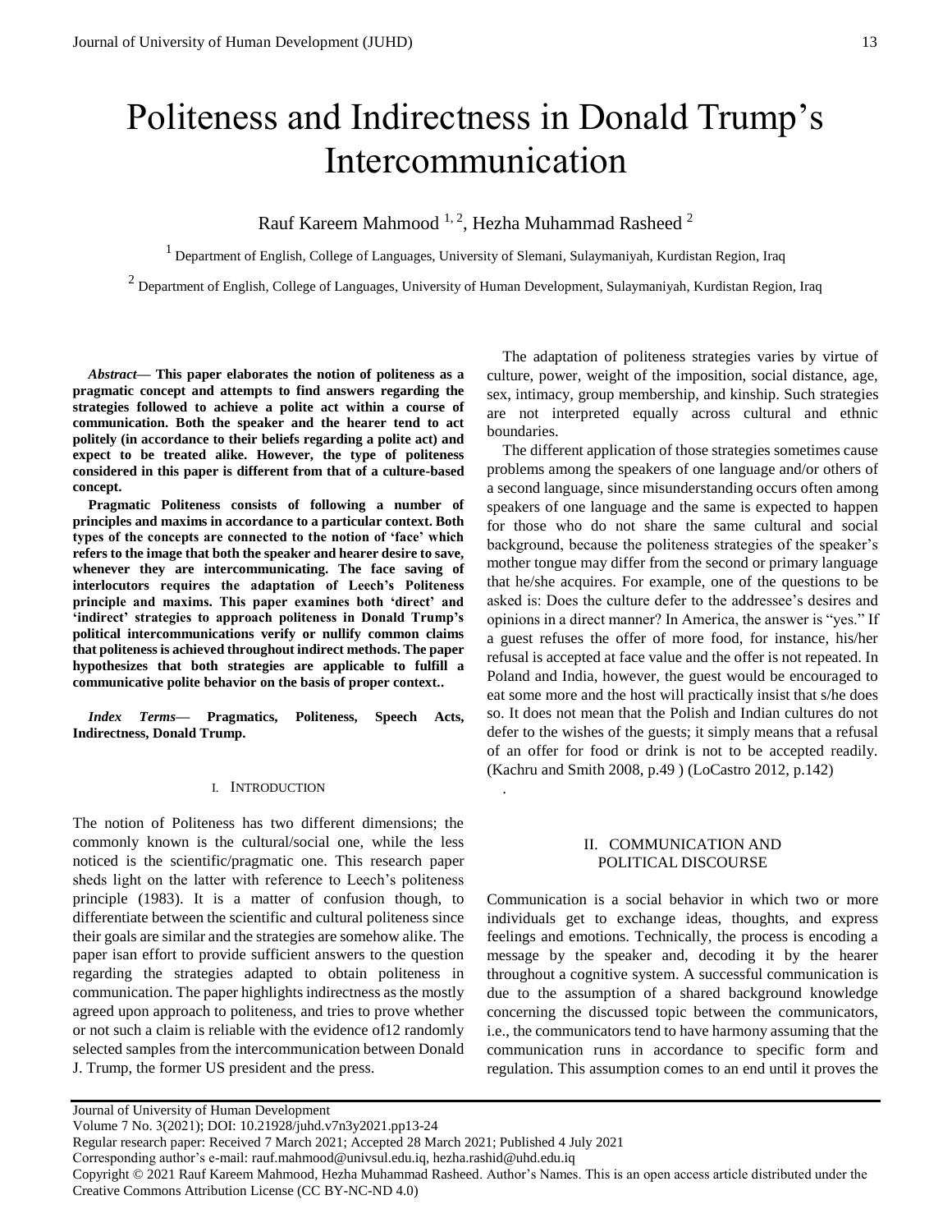# Politeness and Indirectness in Donald Trump's Intercommunication

Rauf Kareem Mahmood [1, 2], Hezha Muhammad Rasheed [2]

[1] Department of English, College of Languages, University of Slemani, Sulaymaniyah, Kurdistan Region, Iraq

[2] Department of English, College of Languages, University of Human Development, Sulaymaniyah, Kurdistan Region, Iraq

***Abstract*— This paper elaborates the notion of politeness as a pragmatic concept and attempts to find answers regarding the strategies followed to achieve a polite act within a course of communication. Both the speaker and the hearer tend to act politely (in accordance to their beliefs regarding a polite act) and expect to be treated alike. However, the type of politeness considered in this paper is different from that of a culture-based concept.**

**Pragmatic Politeness consists of following a number of principles and maxims in accordance to a particular context. Both types of the concepts are connected to the notion of 'face' which refers to the image that both the speaker and hearer desire to save, whenever they are intercommunicating. The face saving of interlocutors requires the adaptation of Leech's Politeness principle and maxims. This paper examines both 'direct' and 'indirect' strategies to approach politeness in Donald Trump's political intercommunications verify or nullify common claims that politeness is achieved throughout indirect methods. The paper hypothesizes that both strategies are applicable to fulfill a communicative polite behavior on the basis of proper context..**

***Index Terms*— Pragmatics, Politeness, Speech Acts, Indirectness, Donald Trump.**

## I. Introduction

The notion of Politeness has two different dimensions; the commonly known is the cultural/social one, while the less noticed is the scientific/pragmatic one. This research paper sheds light on the latter with reference to Leech's politeness principle (1983). It is a matter of confusion though, to differentiate between the scientific and cultural politeness since their goals are similar and the strategies are somehow alike. The paper isan effort to provide sufficient answers to the question regarding the strategies adapted to obtain politeness in communication. The paper highlights indirectness as the mostly agreed upon approach to politeness, and tries to prove whether or not such a claim is reliable with the evidence of12 randomly selected samples from the intercommunication between Donald J. Trump, the former US president and the press.

The adaptation of politeness strategies varies by virtue of culture, power, weight of the imposition, social distance, age, sex, intimacy, group membership, and kinship. Such strategies are not interpreted equally across cultural and ethnic boundaries.

The different application of those strategies sometimes cause problems among the speakers of one language and/or others of a second language, since misunderstanding occurs often among speakers of one language and the same is expected to happen for those who do not share the same cultural and social background, because the politeness strategies of the speaker's mother tongue may differ from the second or primary language that he/she acquires. For example, one of the questions to be asked is: Does the culture defer to the addressee's desires and opinions in a direct manner? In America, the answer is "yes." If a guest refuses the offer of more food, for instance, his/her refusal is accepted at face value and the offer is not repeated. In Poland and India, however, the guest would be encouraged to eat some more and the host will practically insist that s/he does so. It does not mean that the Polish and Indian cultures do not defer to the wishes of the guests; it simply means that a refusal of an offer for food or drink is not to be accepted readily. (Kachru and Smith 2008, p.49 ) (LoCastro 2012, p.142)

.

## II. Communication and Political Discourse

Communication is a social behavior in which two or more individuals get to exchange ideas, thoughts, and express feelings and emotions. Technically, the process is encoding a message by the speaker and, decoding it by the hearer throughout a cognitive system. A successful communication is due to the assumption of a shared background knowledge concerning the discussed topic between the communicators, i.e., the communicators tend to have harmony assuming that the communication runs in accordance to specific form and regulation. This assumption comes to an end until it proves the

Regular research paper: Received 7 March 2021; Accepted 28 March 2021; Published 4 July 2021

Corresponding author's e-mail: rauf.mahmood@univsul.edu.iq, hezha.rashid@uhd.edu.iq

Copyright © 2021 Rauf Kareem Mahmood, Hezha Muhammad Rasheed. Author's Names. This is an open access article distributed under the Creative Commons Attribution License (CC BY-NC-ND 4.0)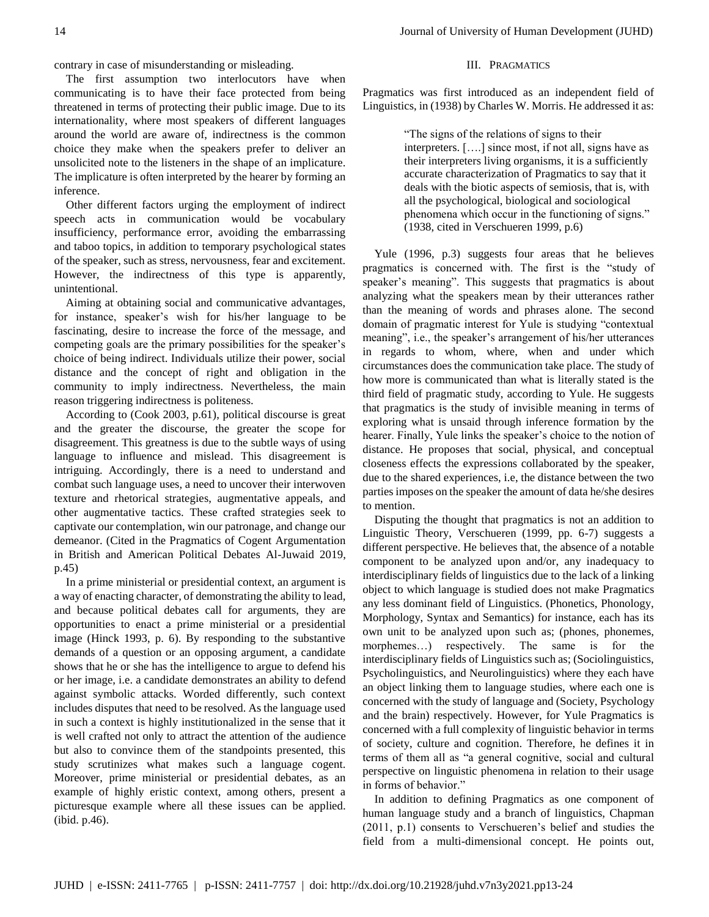contrary in case of misunderstanding or misleading.

The first assumption two interlocutors have when communicating is to have their face protected from being threatened in terms of protecting their public image. Due to its internationality, where most speakers of different languages around the world are aware of, indirectness is the common choice they make when the speakers prefer to deliver an unsolicited note to the listeners in the shape of an implicature. The implicature is often interpreted by the hearer by forming an inference.

Other different factors urging the employment of indirect speech acts in communication would be vocabulary insufficiency, performance error, avoiding the embarrassing and taboo topics, in addition to temporary psychological states of the speaker, such as stress, nervousness, fear and excitement. However, the indirectness of this type is apparently, unintentional.

Aiming at obtaining social and communicative advantages, for instance, speaker's wish for his/her language to be fascinating, desire to increase the force of the message, and competing goals are the primary possibilities for the speaker's choice of being indirect. Individuals utilize their power, social distance and the concept of right and obligation in the community to imply indirectness. Nevertheless, the main reason triggering indirectness is politeness.

According to (Cook 2003, p.61), political discourse is great and the greater the discourse, the greater the scope for disagreement. This greatness is due to the subtle ways of using language to influence and mislead. This disagreement is intriguing. Accordingly, there is a need to understand and combat such language uses, a need to uncover their interwoven texture and rhetorical strategies, augmentative appeals, and other augmentative tactics. These crafted strategies seek to captivate our contemplation, win our patronage, and change our demeanor. (Cited in the Pragmatics of Cogent Argumentation in British and American Political Debates Al-Juwaid 2019, p.45)

In a prime ministerial or presidential context, an argument is a way of enacting character, of demonstrating the ability to lead, and because political debates call for arguments, they are opportunities to enact a prime ministerial or a presidential image (Hinck 1993, p. 6). By responding to the substantive demands of a question or an opposing argument, a candidate shows that he or she has the intelligence to argue to defend his or her image, i.e. a candidate demonstrates an ability to defend against symbolic attacks. Worded differently, such context includes disputes that need to be resolved. As the language used in such a context is highly institutionalized in the sense that it is well crafted not only to attract the attention of the audience but also to convince them of the standpoints presented, this study scrutinizes what makes such a language cogent. Moreover, prime ministerial or presidential debates, as an example of highly eristic context, among others, present a picturesque example where all these issues can be applied. (ibid. p.46).

## III. Pragmatics

Pragmatics was first introduced as an independent field of Linguistics, in (1938) by Charles W. Morris. He addressed it as:

> "The signs of the relations of signs to their interpreters. [….] since most, if not all, signs have as their interpreters living organisms, it is a sufficiently accurate characterization of Pragmatics to say that it deals with the biotic aspects of semiosis, that is, with all the psychological, biological and sociological phenomena which occur in the functioning of signs." (1938, cited in Verschueren 1999, p.6)

Yule (1996, p.3) suggests four areas that he believes pragmatics is concerned with. The first is the "study of speaker's meaning". This suggests that pragmatics is about analyzing what the speakers mean by their utterances rather than the meaning of words and phrases alone. The second domain of pragmatic interest for Yule is studying "contextual meaning", i.e., the speaker's arrangement of his/her utterances in regards to whom, where, when and under which circumstances does the communication take place. The study of how more is communicated than what is literally stated is the third field of pragmatic study, according to Yule. He suggests that pragmatics is the study of invisible meaning in terms of exploring what is unsaid through inference formation by the hearer. Finally, Yule links the speaker's choice to the notion of distance. He proposes that social, physical, and conceptual closeness effects the expressions collaborated by the speaker, due to the shared experiences, i.e, the distance between the two parties imposes on the speaker the amount of data he/she desires to mention.

Disputing the thought that pragmatics is not an addition to Linguistic Theory, Verschueren (1999, pp. 6-7) suggests a different perspective. He believes that, the absence of a notable component to be analyzed upon and/or, any inadequacy to interdisciplinary fields of linguistics due to the lack of a linking object to which language is studied does not make Pragmatics any less dominant field of Linguistics. (Phonetics, Phonology, Morphology, Syntax and Semantics) for instance, each has its own unit to be analyzed upon such as; (phones, phonemes, morphemes…) respectively. The same is for the interdisciplinary fields of Linguistics such as; (Sociolinguistics, Psycholinguistics, and Neurolinguistics) where they each have an object linking them to language studies, where each one is concerned with the study of language and (Society, Psychology and the brain) respectively. However, for Yule Pragmatics is concerned with a full complexity of linguistic behavior in terms of society, culture and cognition. Therefore, he defines it in terms of them all as "a general cognitive, social and cultural perspective on linguistic phenomena in relation to their usage in forms of behavior."

In addition to defining Pragmatics as one component of human language study and a branch of linguistics, Chapman (2011, p.1) consents to Verschueren's belief and studies the field from a multi-dimensional concept. He points out,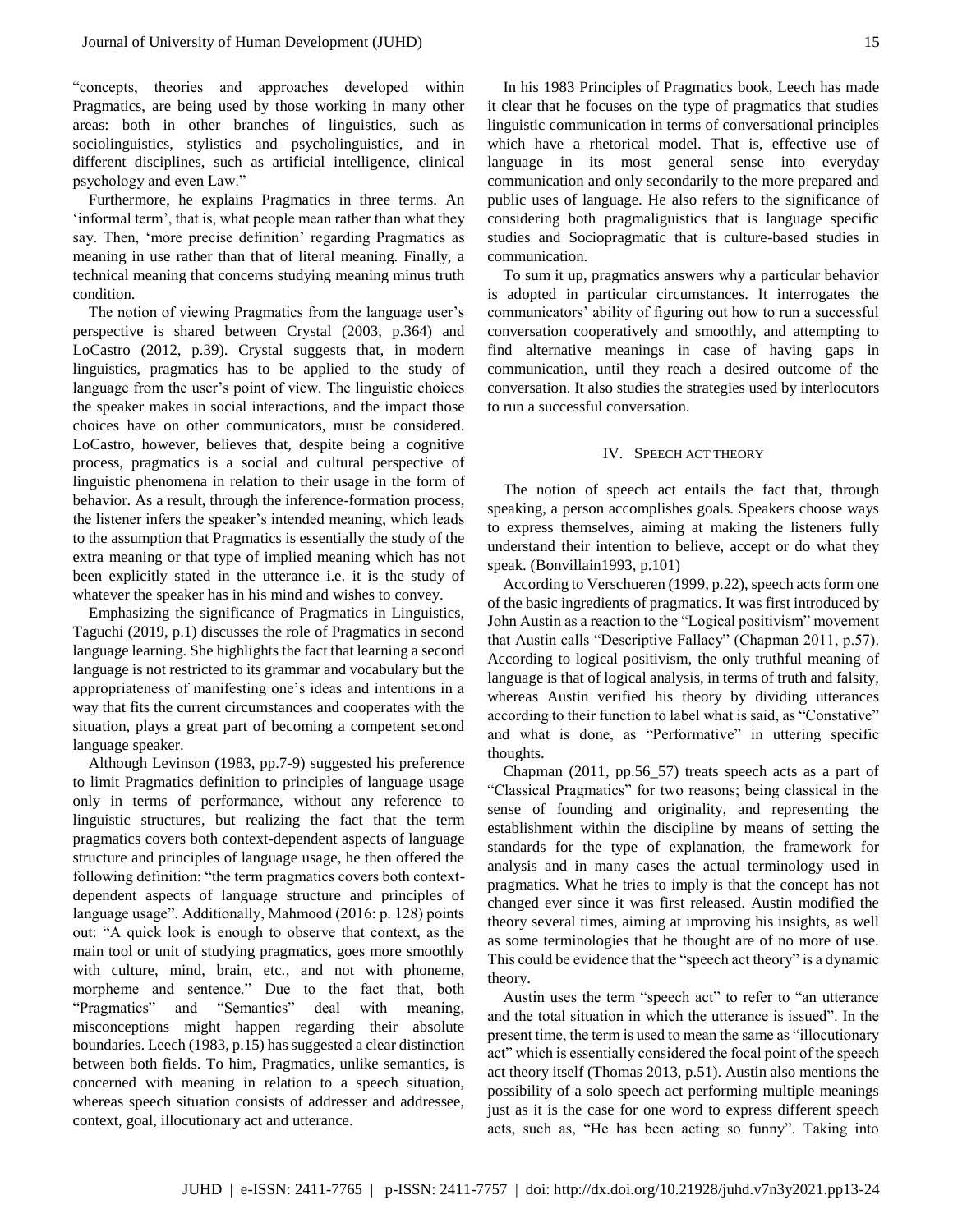"concepts, theories and approaches developed within Pragmatics, are being used by those working in many other areas: both in other branches of linguistics, such as sociolinguistics, stylistics and psycholinguistics, and in different disciplines, such as artificial intelligence, clinical psychology and even Law."

Furthermore, he explains Pragmatics in three terms. An 'informal term', that is, what people mean rather than what they say. Then, 'more precise definition' regarding Pragmatics as meaning in use rather than that of literal meaning. Finally, a technical meaning that concerns studying meaning minus truth condition.

The notion of viewing Pragmatics from the language user's perspective is shared between Crystal (2003, p.364) and LoCastro (2012, p.39). Crystal suggests that, in modern linguistics, pragmatics has to be applied to the study of language from the user's point of view. The linguistic choices the speaker makes in social interactions, and the impact those choices have on other communicators, must be considered. LoCastro, however, believes that, despite being a cognitive process, pragmatics is a social and cultural perspective of linguistic phenomena in relation to their usage in the form of behavior. As a result, through the inference-formation process, the listener infers the speaker's intended meaning, which leads to the assumption that Pragmatics is essentially the study of the extra meaning or that type of implied meaning which has not been explicitly stated in the utterance i.e. it is the study of whatever the speaker has in his mind and wishes to convey.

Emphasizing the significance of Pragmatics in Linguistics, Taguchi (2019, p.1) discusses the role of Pragmatics in second language learning. She highlights the fact that learning a second language is not restricted to its grammar and vocabulary but the appropriateness of manifesting one's ideas and intentions in a way that fits the current circumstances and cooperates with the situation, plays a great part of becoming a competent second language speaker.

Although Levinson (1983, pp.7-9) suggested his preference to limit Pragmatics definition to principles of language usage only in terms of performance, without any reference to linguistic structures, but realizing the fact that the term pragmatics covers both context-dependent aspects of language structure and principles of language usage, he then offered the following definition: "the term pragmatics covers both context-dependent aspects of language structure and principles of language usage". Additionally, Mahmood (2016: p. 128) points out: "A quick look is enough to observe that context, as the main tool or unit of studying pragmatics, goes more smoothly with culture, mind, brain, etc., and not with phoneme, morpheme and sentence." Due to the fact that, both "Pragmatics" and "Semantics" deal with meaning, misconceptions might happen regarding their absolute boundaries. Leech (1983, p.15) has suggested a clear distinction between both fields. To him, Pragmatics, unlike semantics, is concerned with meaning in relation to a speech situation, whereas speech situation consists of addresser and addressee, context, goal, illocutionary act and utterance.

In his 1983 Principles of Pragmatics book, Leech has made it clear that he focuses on the type of pragmatics that studies linguistic communication in terms of conversational principles which have a rhetorical model. That is, effective use of language in its most general sense into everyday communication and only secondarily to the more prepared and public uses of language. He also refers to the significance of considering both pragmaliguistics that is language specific studies and Sociopragmatic that is culture-based studies in communication.

To sum it up, pragmatics answers why a particular behavior is adopted in particular circumstances. It interrogates the communicators' ability of figuring out how to run a successful conversation cooperatively and smoothly, and attempting to find alternative meanings in case of having gaps in communication, until they reach a desired outcome of the conversation. It also studies the strategies used by interlocutors to run a successful conversation.

## IV. Speech Act Theory

The notion of speech act entails the fact that, through speaking, a person accomplishes goals. Speakers choose ways to express themselves, aiming at making the listeners fully understand their intention to believe, accept or do what they speak. (Bonvillain1993, p.101)

According to Verschueren (1999, p.22), speech acts form one of the basic ingredients of pragmatics. It was first introduced by John Austin as a reaction to the "Logical positivism" movement that Austin calls "Descriptive Fallacy" (Chapman 2011, p.57). According to logical positivism, the only truthful meaning of language is that of logical analysis, in terms of truth and falsity, whereas Austin verified his theory by dividing utterances according to their function to label what is said, as "Constative" and what is done, as "Performative" in uttering specific thoughts.

Chapman (2011, pp.56_57) treats speech acts as a part of "Classical Pragmatics" for two reasons; being classical in the sense of founding and originality, and representing the establishment within the discipline by means of setting the standards for the type of explanation, the framework for analysis and in many cases the actual terminology used in pragmatics. What he tries to imply is that the concept has not changed ever since it was first released. Austin modified the theory several times, aiming at improving his insights, as well as some terminologies that he thought are of no more of use. This could be evidence that the "speech act theory" is a dynamic theory.

Austin uses the term "speech act" to refer to "an utterance and the total situation in which the utterance is issued". In the present time, the term is used to mean the same as "illocutionary act" which is essentially considered the focal point of the speech act theory itself (Thomas 2013, p.51). Austin also mentions the possibility of a solo speech act performing multiple meanings just as it is the case for one word to express different speech acts, such as, "He has been acting so funny". Taking into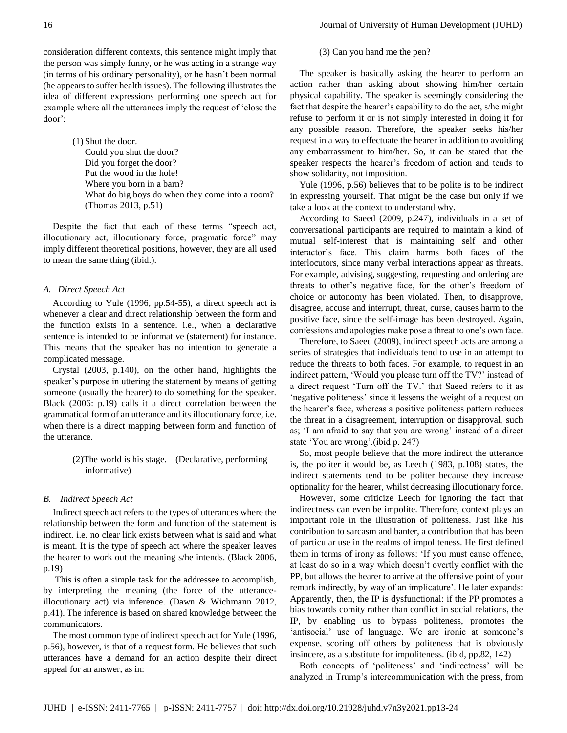consideration different contexts, this sentence might imply that the person was simply funny, or he was acting in a strange way (in terms of his ordinary personality), or he hasn't been normal (he appears to suffer health issues). The following illustrates the idea of different expressions performing one speech act for example where all the utterances imply the request of 'close the door';

> (1) Shut the door.
> Could you shut the door?
> Did you forget the door?
> Put the wood in the hole!
> Where you born in a barn?
> What do big boys do when they come into a room?
> (Thomas 2013, p.51)

Despite the fact that each of these terms "speech act, illocutionary act, illocutionary force, pragmatic force" may imply different theoretical positions, however, they are all used to mean the same thing (ibid.).

### *A. Direct Speech Act*

According to Yule (1996, pp.54-55), a direct speech act is whenever a clear and direct relationship between the form and the function exists in a sentence. i.e., when a declarative sentence is intended to be informative (statement) for instance. This means that the speaker has no intention to generate a complicated message.

Crystal (2003, p.140), on the other hand, highlights the speaker's purpose in uttering the statement by means of getting someone (usually the hearer) to do something for the speaker. Black (2006: p.19) calls it a direct correlation between the grammatical form of an utterance and its illocutionary force, i.e. when there is a direct mapping between form and function of the utterance.

> (2)The world is his stage. (Declarative, performing informative)

### *B. Indirect Speech Act*

Indirect speech act refers to the types of utterances where the relationship between the form and function of the statement is indirect. i.e. no clear link exists between what is said and what is meant. It is the type of speech act where the speaker leaves the hearer to work out the meaning s/he intends. (Black 2006, p.19)

This is often a simple task for the addressee to accomplish, by interpreting the meaning (the force of the utterance-illocutionary act) via inference. (Dawn & Wichmann 2012, p.41). The inference is based on shared knowledge between the communicators.

The most common type of indirect speech act for Yule (1996, p.56), however, is that of a request form. He believes that such utterances have a demand for an action despite their direct appeal for an answer, as in:

> (3) Can you hand me the pen?

The speaker is basically asking the hearer to perform an action rather than asking about showing him/her certain physical capability. The speaker is seemingly considering the fact that despite the hearer's capability to do the act, s/he might refuse to perform it or is not simply interested in doing it for any possible reason. Therefore, the speaker seeks his/her request in a way to effectuate the hearer in addition to avoiding any embarrassment to him/her. So, it can be stated that the speaker respects the hearer's freedom of action and tends to show solidarity, not imposition.

Yule (1996, p.56) believes that to be polite is to be indirect in expressing yourself. That might be the case but only if we take a look at the context to understand why.

According to Saeed (2009, p.247), individuals in a set of conversational participants are required to maintain a kind of mutual self-interest that is maintaining self and other interactor's face. This claim harms both faces of the interlocutors, since many verbal interactions appear as threats. For example, advising, suggesting, requesting and ordering are threats to other's negative face, for the other's freedom of choice or autonomy has been violated. Then, to disapprove, disagree, accuse and interrupt, threat, curse, causes harm to the positive face, since the self-image has been destroyed. Again, confessions and apologies make pose a threat to one's own face.

Therefore, to Saeed (2009), indirect speech acts are among a series of strategies that individuals tend to use in an attempt to reduce the threats to both faces. For example, to request in an indirect pattern, 'Would you please turn off the TV?' instead of a direct request 'Turn off the TV.' that Saeed refers to it as 'negative politeness' since it lessens the weight of a request on the hearer's face, whereas a positive politeness pattern reduces the threat in a disagreement, interruption or disapproval, such as; 'I am afraid to say that you are wrong' instead of a direct state 'You are wrong'.(ibid p. 247)

So, most people believe that the more indirect the utterance is, the politer it would be, as Leech (1983, p.108) states, the indirect statements tend to be politer because they increase optionality for the hearer, whilst decreasing illocutionary force.

However, some criticize Leech for ignoring the fact that indirectness can even be impolite. Therefore, context plays an important role in the illustration of politeness. Just like his contribution to sarcasm and banter, a contribution that has been of particular use in the realms of impoliteness. He first defined them in terms of irony as follows: 'If you must cause offence, at least do so in a way which doesn't overtly conflict with the PP, but allows the hearer to arrive at the offensive point of your remark indirectly, by way of an implicature'. He later expands: Apparently, then, the IP is dysfunctional: if the PP promotes a bias towards comity rather than conflict in social relations, the IP, by enabling us to bypass politeness, promotes the 'antisocial' use of language. We are ironic at someone's expense, scoring off others by politeness that is obviously insincere, as a substitute for impoliteness. (ibid, pp.82, 142)

Both concepts of 'politeness' and 'indirectness' will be analyzed in Trump's intercommunication with the press, from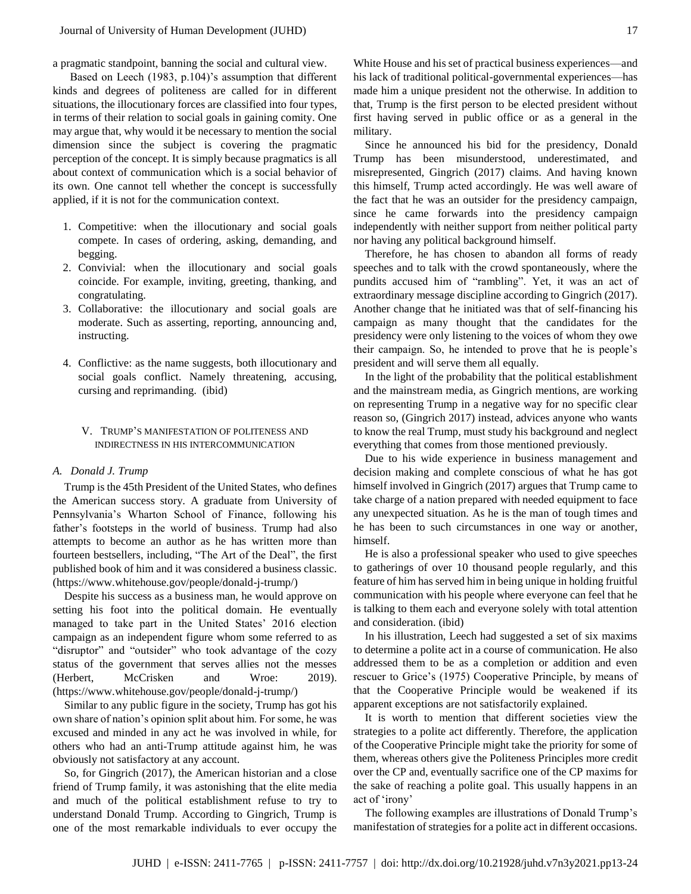a pragmatic standpoint, banning the social and cultural view.

Based on Leech (1983, p.104)'s assumption that different kinds and degrees of politeness are called for in different situations, the illocutionary forces are classified into four types, in terms of their relation to social goals in gaining comity. One may argue that, why would it be necessary to mention the social dimension since the subject is covering the pragmatic perception of the concept. It is simply because pragmatics is all about context of communication which is a social behavior of its own. One cannot tell whether the concept is successfully applied, if it is not for the communication context.

1. Competitive: when the illocutionary and social goals compete. In cases of ordering, asking, demanding, and begging.
2. Convivial: when the illocutionary and social goals coincide. For example, inviting, greeting, thanking, and congratulating.
3. Collaborative: the illocutionary and social goals are moderate. Such as asserting, reporting, announcing and, instructing.
4. Conflictive: as the name suggests, both illocutionary and social goals conflict. Namely threatening, accusing, cursing and reprimanding. (ibid)

## V. Trump's Manifestation of Politeness and Indirectness in His Intercommunication

### *A. Donald J. Trump*

Trump is the 45th President of the United States, who defines the American success story. A graduate from University of Pennsylvania's Wharton School of Finance, following his father's footsteps in the world of business. Trump had also attempts to become an author as he has written more than fourteen bestsellers, including, "The Art of the Deal", the first published book of him and it was considered a business classic. (https://www.whitehouse.gov/people/donald-j-trump/)

Despite his success as a business man, he would approve on setting his foot into the political domain. He eventually managed to take part in the United States' 2016 election campaign as an independent figure whom some referred to as "disruptor" and "outsider" who took advantage of the cozy status of the government that serves allies not the messes (Herbert, McCrisken and Wroe: 2019). (https://www.whitehouse.gov/people/donald-j-trump/)

Similar to any public figure in the society, Trump has got his own share of nation's opinion split about him. For some, he was excused and minded in any act he was involved in while, for others who had an anti-Trump attitude against him, he was obviously not satisfactory at any account.

So, for Gingrich (2017), the American historian and a close friend of Trump family, it was astonishing that the elite media and much of the political establishment refuse to try to understand Donald Trump. According to Gingrich, Trump is one of the most remarkable individuals to ever occupy the White House and his set of practical business experiences—and his lack of traditional political-governmental experiences—has made him a unique president not the otherwise. In addition to that, Trump is the first person to be elected president without first having served in public office or as a general in the military.

Since he announced his bid for the presidency, Donald Trump has been misunderstood, underestimated, and misrepresented, Gingrich (2017) claims. And having known this himself, Trump acted accordingly. He was well aware of the fact that he was an outsider for the presidency campaign, since he came forwards into the presidency campaign independently with neither support from neither political party nor having any political background himself.

Therefore, he has chosen to abandon all forms of ready speeches and to talk with the crowd spontaneously, where the pundits accused him of "rambling". Yet, it was an act of extraordinary message discipline according to Gingrich (2017). Another change that he initiated was that of self-financing his campaign as many thought that the candidates for the presidency were only listening to the voices of whom they owe their campaign. So, he intended to prove that he is people's president and will serve them all equally.

In the light of the probability that the political establishment and the mainstream media, as Gingrich mentions, are working on representing Trump in a negative way for no specific clear reason so, (Gingrich 2017) instead, advices anyone who wants to know the real Trump, must study his background and neglect everything that comes from those mentioned previously.

Due to his wide experience in business management and decision making and complete conscious of what he has got himself involved in Gingrich (2017) argues that Trump came to take charge of a nation prepared with needed equipment to face any unexpected situation. As he is the man of tough times and he has been to such circumstances in one way or another, himself.

He is also a professional speaker who used to give speeches to gatherings of over 10 thousand people regularly, and this feature of him has served him in being unique in holding fruitful communication with his people where everyone can feel that he is talking to them each and everyone solely with total attention and consideration. (ibid)

In his illustration, Leech had suggested a set of six maxims to determine a polite act in a course of communication. He also addressed them to be as a completion or addition and even rescuer to Grice's (1975) Cooperative Principle, by means of that the Cooperative Principle would be weakened if its apparent exceptions are not satisfactorily explained.

It is worth to mention that different societies view the strategies to a polite act differently. Therefore, the application of the Cooperative Principle might take the priority for some of them, whereas others give the Politeness Principles more credit over the CP and, eventually sacrifice one of the CP maxims for the sake of reaching a polite goal. This usually happens in an act of 'irony'

The following examples are illustrations of Donald Trump's manifestation of strategies for a polite act in different occasions.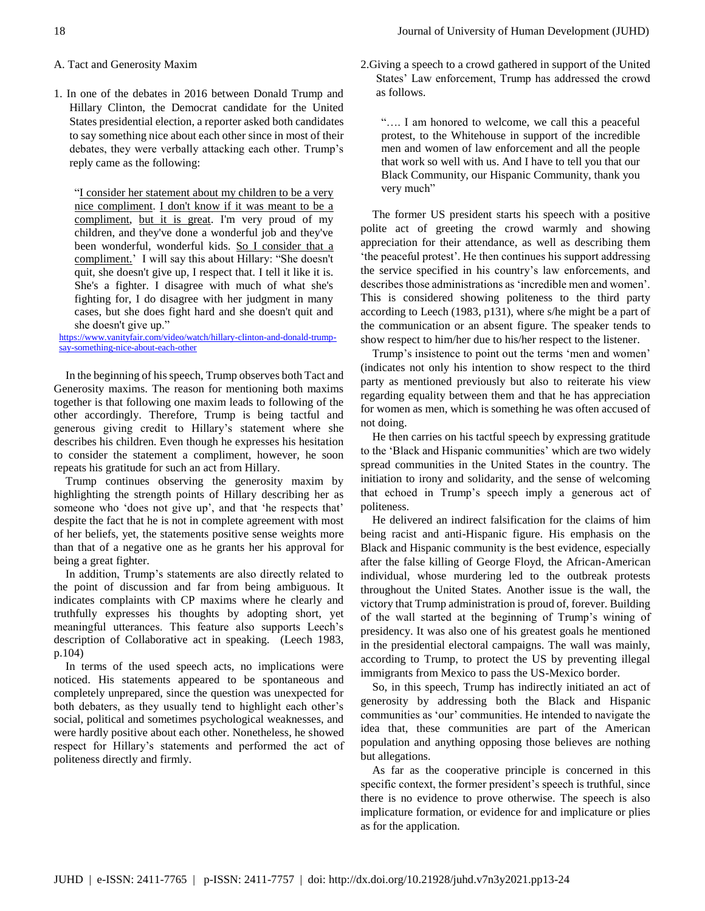A. Tact and Generosity Maxim

1. In one of the debates in 2016 between Donald Trump and Hillary Clinton, the Democrat candidate for the United States presidential election, a reporter asked both candidates to say something nice about each other since in most of their debates, they were verbally attacking each other. Trump's reply came as the following:

> "I consider her statement about my children to be a very nice compliment. I don't know if it was meant to be a compliment, but it is great. I'm very proud of my children, and they've done a wonderful job and they've been wonderful, wonderful kids. So I consider that a compliment.' I will say this about Hillary: "She doesn't quit, she doesn't give up, I respect that. I tell it like it is. She's a fighter. I disagree with much of what she's fighting for, I do disagree with her judgment in many cases, but she does fight hard and she doesn't quit and she doesn't give up."

https://www.vanityfair.com/video/watch/hillary-clinton-and-donald-trump-say-something-nice-about-each-other

In the beginning of his speech, Trump observes both Tact and Generosity maxims. The reason for mentioning both maxims together is that following one maxim leads to following of the other accordingly. Therefore, Trump is being tactful and generous giving credit to Hillary's statement where she describes his children. Even though he expresses his hesitation to consider the statement a compliment, however, he soon repeats his gratitude for such an act from Hillary.

Trump continues observing the generosity maxim by highlighting the strength points of Hillary describing her as someone who 'does not give up', and that 'he respects that' despite the fact that he is not in complete agreement with most of her beliefs, yet, the statements positive sense weights more than that of a negative one as he grants her his approval for being a great fighter.

In addition, Trump's statements are also directly related to the point of discussion and far from being ambiguous. It indicates complaints with CP maxims where he clearly and truthfully expresses his thoughts by adopting short, yet meaningful utterances. This feature also supports Leech's description of Collaborative act in speaking. (Leech 1983, p.104)

In terms of the used speech acts, no implications were noticed. His statements appeared to be spontaneous and completely unprepared, since the question was unexpected for both debaters, as they usually tend to highlight each other's social, political and sometimes psychological weaknesses, and were hardly positive about each other. Nonetheless, he showed respect for Hillary's statements and performed the act of politeness directly and firmly.

2.Giving a speech to a crowd gathered in support of the United States' Law enforcement, Trump has addressed the crowd as follows.

> "…. I am honored to welcome, we call this a peaceful protest, to the Whitehouse in support of the incredible men and women of law enforcement and all the people that work so well with us. And I have to tell you that our Black Community, our Hispanic Community, thank you very much"

The former US president starts his speech with a positive polite act of greeting the crowd warmly and showing appreciation for their attendance, as well as describing them 'the peaceful protest'. He then continues his support addressing the service specified in his country's law enforcements, and describes those administrations as 'incredible men and women'. This is considered showing politeness to the third party according to Leech (1983, p131), where s/he might be a part of the communication or an absent figure. The speaker tends to show respect to him/her due to his/her respect to the listener.

Trump's insistence to point out the terms 'men and women' (indicates not only his intention to show respect to the third party as mentioned previously but also to reiterate his view regarding equality between them and that he has appreciation for women as men, which is something he was often accused of not doing.

He then carries on his tactful speech by expressing gratitude to the 'Black and Hispanic communities' which are two widely spread communities in the United States in the country. The initiation to irony and solidarity, and the sense of welcoming that echoed in Trump's speech imply a generous act of politeness.

He delivered an indirect falsification for the claims of him being racist and anti-Hispanic figure. His emphasis on the Black and Hispanic community is the best evidence, especially after the false killing of George Floyd, the African-American individual, whose murdering led to the outbreak protests throughout the United States. Another issue is the wall, the victory that Trump administration is proud of, forever. Building of the wall started at the beginning of Trump's wining of presidency. It was also one of his greatest goals he mentioned in the presidential electoral campaigns. The wall was mainly, according to Trump, to protect the US by preventing illegal immigrants from Mexico to pass the US-Mexico border.

So, in this speech, Trump has indirectly initiated an act of generosity by addressing both the Black and Hispanic communities as 'our' communities. He intended to navigate the idea that, these communities are part of the American population and anything opposing those believes are nothing but allegations.

As far as the cooperative principle is concerned in this specific context, the former president's speech is truthful, since there is no evidence to prove otherwise. The speech is also implicature formation, or evidence for and implicature or plies as for the application.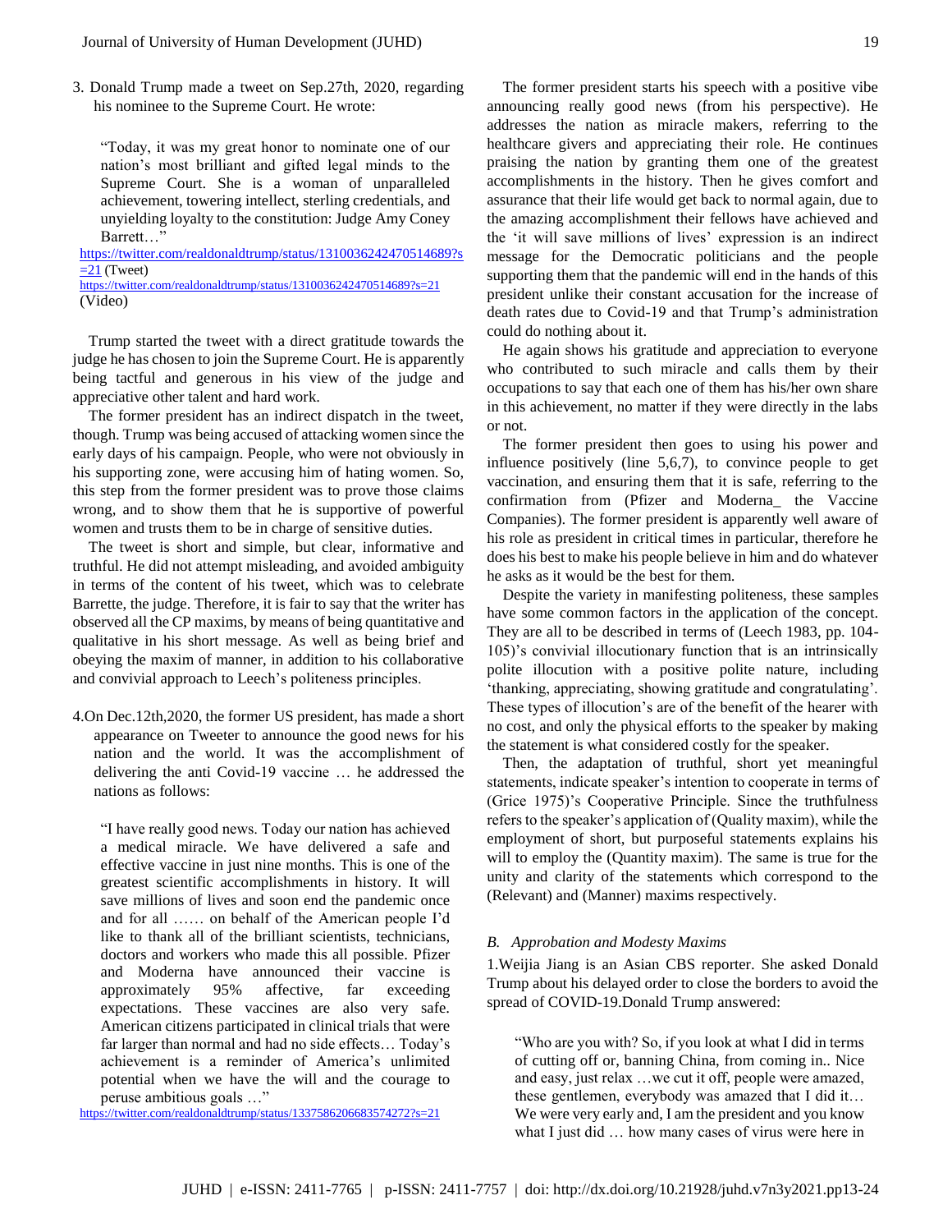3. Donald Trump made a tweet on Sep.27th, 2020, regarding his nominee to the Supreme Court. He wrote:

> "Today, it was my great honor to nominate one of our nation's most brilliant and gifted legal minds to the Supreme Court. She is a woman of unparalleled achievement, towering intellect, sterling credentials, and unyielding loyalty to the constitution: Judge Amy Coney Barrett…"

https://twitter.com/realdonaldtrump/status/1310036242470514689?s=21 (Tweet)
https://twitter.com/realdonaldtrump/status/1310036242470514689?s=21 (Video)

Trump started the tweet with a direct gratitude towards the judge he has chosen to join the Supreme Court. He is apparently being tactful and generous in his view of the judge and appreciative other talent and hard work.

The former president has an indirect dispatch in the tweet, though. Trump was being accused of attacking women since the early days of his campaign. People, who were not obviously in his supporting zone, were accusing him of hating women. So, this step from the former president was to prove those claims wrong, and to show them that he is supportive of powerful women and trusts them to be in charge of sensitive duties.

The tweet is short and simple, but clear, informative and truthful. He did not attempt misleading, and avoided ambiguity in terms of the content of his tweet, which was to celebrate Barrette, the judge. Therefore, it is fair to say that the writer has observed all the CP maxims, by means of being quantitative and qualitative in his short message. As well as being brief and obeying the maxim of manner, in addition to his collaborative and convivial approach to Leech's politeness principles.

4. On Dec.12th,2020, the former US president, has made a short appearance on Tweeter to announce the good news for his nation and the world. It was the accomplishment of delivering the anti Covid-19 vaccine … he addressed the nations as follows:

> "I have really good news. Today our nation has achieved a medical miracle. We have delivered a safe and effective vaccine in just nine months. This is one of the greatest scientific accomplishments in history. It will save millions of lives and soon end the pandemic once and for all …… on behalf of the American people I'd like to thank all of the brilliant scientists, technicians, doctors and workers who made this all possible. Pfizer and Moderna have announced their vaccine is approximately 95% affective, far exceeding expectations. These vaccines are also very safe. American citizens participated in clinical trials that were far larger than normal and had no side effects… Today's achievement is a reminder of America's unlimited potential when we have the will and the courage to peruse ambitious goals …"

https://twitter.com/realdonaldtrump/status/1337586206683574272?s=21

The former president starts his speech with a positive vibe announcing really good news (from his perspective). He addresses the nation as miracle makers, referring to the healthcare givers and appreciating their role. He continues praising the nation by granting them one of the greatest accomplishments in the history. Then he gives comfort and assurance that their life would get back to normal again, due to the amazing accomplishment their fellows have achieved and the 'it will save millions of lives' expression is an indirect message for the Democratic politicians and the people supporting them that the pandemic will end in the hands of this president unlike their constant accusation for the increase of death rates due to Covid-19 and that Trump's administration could do nothing about it.

He again shows his gratitude and appreciation to everyone who contributed to such miracle and calls them by their occupations to say that each one of them has his/her own share in this achievement, no matter if they were directly in the labs or not.

The former president then goes to using his power and influence positively (line 5,6,7), to convince people to get vaccination, and ensuring them that it is safe, referring to the confirmation from (Pfizer and Moderna_ the Vaccine Companies). The former president is apparently well aware of his role as president in critical times in particular, therefore he does his best to make his people believe in him and do whatever he asks as it would be the best for them.

Despite the variety in manifesting politeness, these samples have some common factors in the application of the concept. They are all to be described in terms of (Leech 1983, pp. 104-105)'s convivial illocutionary function that is an intrinsically polite illocution with a positive polite nature, including 'thanking, appreciating, showing gratitude and congratulating'. These types of illocution's are of the benefit of the hearer with no cost, and only the physical efforts to the speaker by making the statement is what considered costly for the speaker.

Then, the adaptation of truthful, short yet meaningful statements, indicate speaker's intention to cooperate in terms of (Grice 1975)'s Cooperative Principle. Since the truthfulness refers to the speaker's application of (Quality maxim), while the employment of short, but purposeful statements explains his will to employ the (Quantity maxim). The same is true for the unity and clarity of the statements which correspond to the (Relevant) and (Manner) maxims respectively.

### *B. Approbation and Modesty Maxims*

1. Weijia Jiang is an Asian CBS reporter. She asked Donald Trump about his delayed order to close the borders to avoid the spread of COVID-19.Donald Trump answered:

> "Who are you with? So, if you look at what I did in terms of cutting off or, banning China, from coming in.. Nice and easy, just relax …we cut it off, people were amazed, these gentlemen, everybody was amazed that I did it… We were very early and, I am the president and you know what I just did … how many cases of virus were here in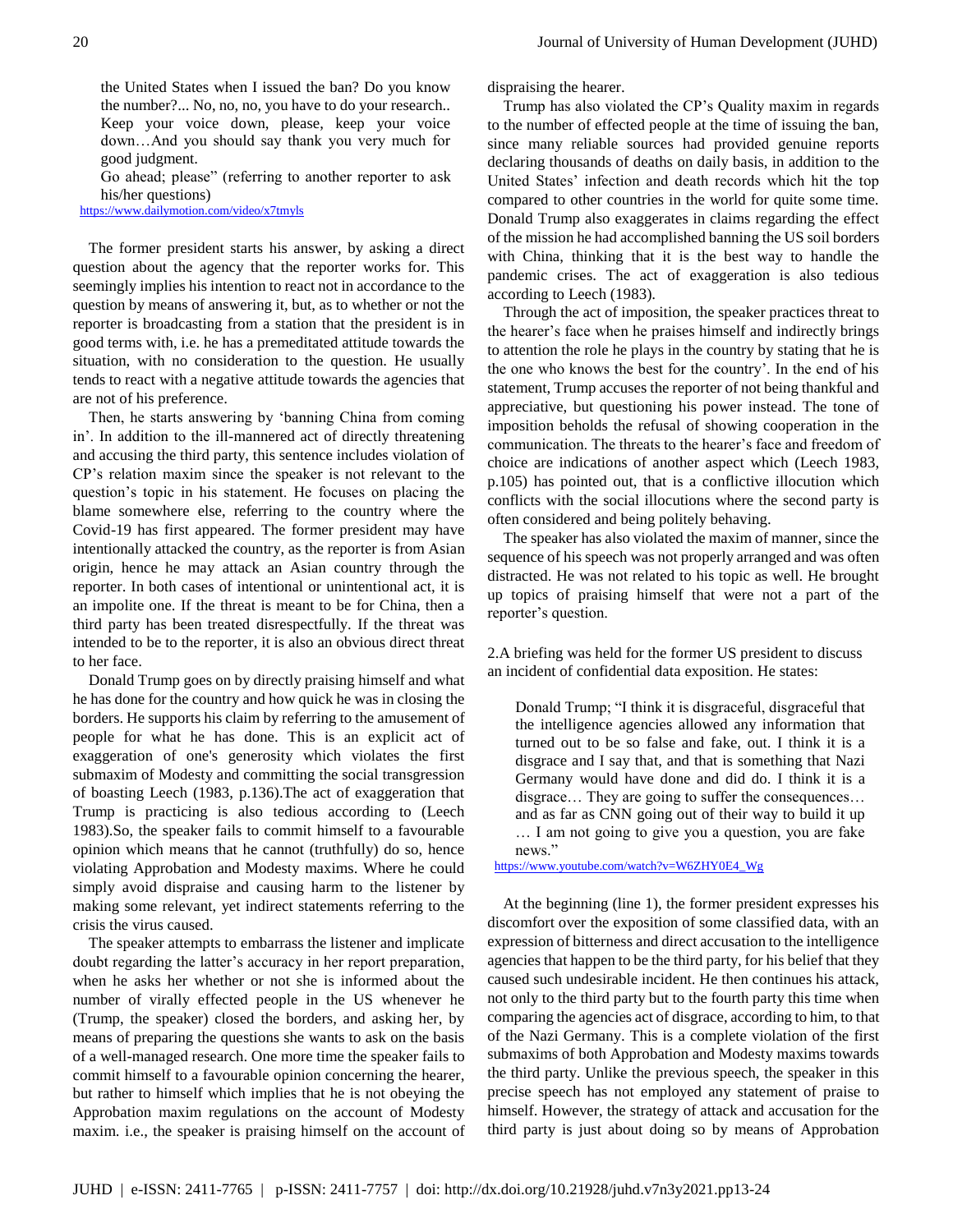> the United States when I issued the ban? Do you know the number?... No, no, no, you have to do your research.. Keep your voice down, please, keep your voice down…And you should say thank you very much for good judgment.
>
> Go ahead; please" (referring to another reporter to ask his/her questions)

https://www.dailymotion.com/video/x7tmyls

The former president starts his answer, by asking a direct question about the agency that the reporter works for. This seemingly implies his intention to react not in accordance to the question by means of answering it, but, as to whether or not the reporter is broadcasting from a station that the president is in good terms with, i.e. he has a premeditated attitude towards the situation, with no consideration to the question. He usually tends to react with a negative attitude towards the agencies that are not of his preference.

Then, he starts answering by 'banning China from coming in'. In addition to the ill-mannered act of directly threatening and accusing the third party, this sentence includes violation of CP's relation maxim since the speaker is not relevant to the question's topic in his statement. He focuses on placing the blame somewhere else, referring to the country where the Covid-19 has first appeared. The former president may have intentionally attacked the country, as the reporter is from Asian origin, hence he may attack an Asian country through the reporter. In both cases of intentional or unintentional act, it is an impolite one. If the threat is meant to be for China, then a third party has been treated disrespectfully. If the threat was intended to be to the reporter, it is also an obvious direct threat to her face.

Donald Trump goes on by directly praising himself and what he has done for the country and how quick he was in closing the borders. He supports his claim by referring to the amusement of people for what he has done. This is an explicit act of exaggeration of one's generosity which violates the first submaxim of Modesty and committing the social transgression of boasting Leech (1983, p.136).The act of exaggeration that Trump is practicing is also tedious according to (Leech 1983).So, the speaker fails to commit himself to a favourable opinion which means that he cannot (truthfully) do so, hence violating Approbation and Modesty maxims. Where he could simply avoid dispraise and causing harm to the listener by making some relevant, yet indirect statements referring to the crisis the virus caused.

The speaker attempts to embarrass the listener and implicate doubt regarding the latter's accuracy in her report preparation, when he asks her whether or not she is informed about the number of virally effected people in the US whenever he (Trump, the speaker) closed the borders, and asking her, by means of preparing the questions she wants to ask on the basis of a well-managed research. One more time the speaker fails to commit himself to a favourable opinion concerning the hearer, but rather to himself which implies that he is not obeying the Approbation maxim regulations on the account of Modesty maxim. i.e., the speaker is praising himself on the account of dispraising the hearer.

Trump has also violated the CP's Quality maxim in regards to the number of effected people at the time of issuing the ban, since many reliable sources had provided genuine reports declaring thousands of deaths on daily basis, in addition to the United States' infection and death records which hit the top compared to other countries in the world for quite some time. Donald Trump also exaggerates in claims regarding the effect of the mission he had accomplished banning the US soil borders with China, thinking that it is the best way to handle the pandemic crises. The act of exaggeration is also tedious according to Leech (1983).

Through the act of imposition, the speaker practices threat to the hearer's face when he praises himself and indirectly brings to attention the role he plays in the country by stating that he is the one who knows the best for the country'. In the end of his statement, Trump accuses the reporter of not being thankful and appreciative, but questioning his power instead. The tone of imposition beholds the refusal of showing cooperation in the communication. The threats to the hearer's face and freedom of choice are indications of another aspect which (Leech 1983, p.105) has pointed out, that is a conflictive illocution which conflicts with the social illocutions where the second party is often considered and being politely behaving.

The speaker has also violated the maxim of manner, since the sequence of his speech was not properly arranged and was often distracted. He was not related to his topic as well. He brought up topics of praising himself that were not a part of the reporter's question.

2.A briefing was held for the former US president to discuss an incident of confidential data exposition. He states:

> Donald Trump; "I think it is disgraceful, disgraceful that the intelligence agencies allowed any information that turned out to be so false and fake, out. I think it is a disgrace and I say that, and that is something that Nazi Germany would have done and did do. I think it is a disgrace… They are going to suffer the consequences… and as far as CNN going out of their way to build it up … I am not going to give you a question, you are fake news."

https://www.youtube.com/watch?v=W6ZHY0E4_Wg

At the beginning (line 1), the former president expresses his discomfort over the exposition of some classified data, with an expression of bitterness and direct accusation to the intelligence agencies that happen to be the third party, for his belief that they caused such undesirable incident. He then continues his attack, not only to the third party but to the fourth party this time when comparing the agencies act of disgrace, according to him, to that of the Nazi Germany. This is a complete violation of the first submaxims of both Approbation and Modesty maxims towards the third party. Unlike the previous speech, the speaker in this precise speech has not employed any statement of praise to himself. However, the strategy of attack and accusation for the third party is just about doing so by means of Approbation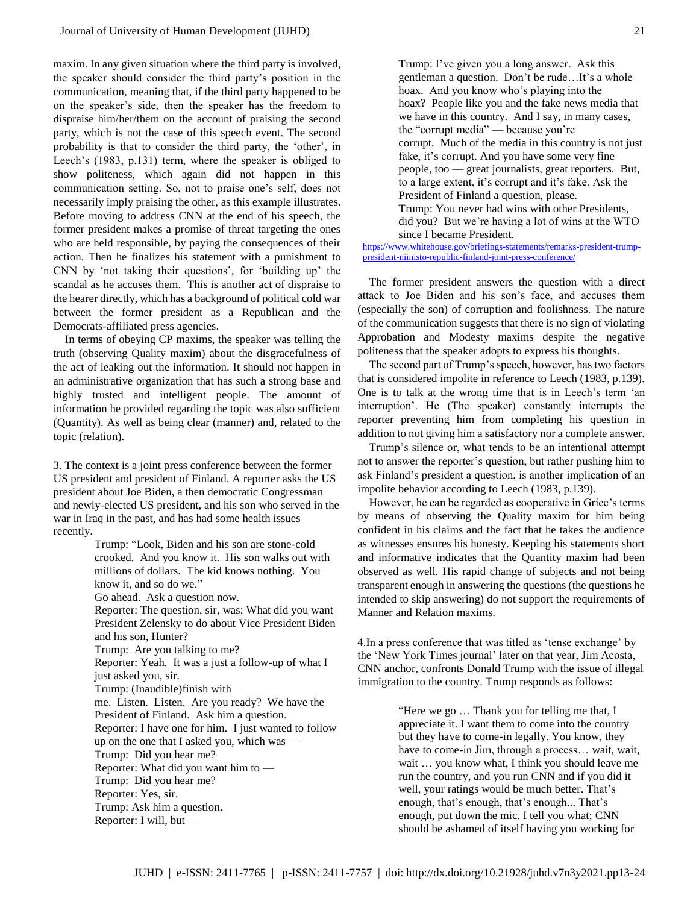maxim. In any given situation where the third party is involved, the speaker should consider the third party's position in the communication, meaning that, if the third party happened to be on the speaker's side, then the speaker has the freedom to dispraise him/her/them on the account of praising the second party, which is not the case of this speech event. The second probability is that to consider the third party, the 'other', in Leech's (1983, p.131) term, where the speaker is obliged to show politeness, which again did not happen in this communication setting. So, not to praise one's self, does not necessarily imply praising the other, as this example illustrates. Before moving to address CNN at the end of his speech, the former president makes a promise of threat targeting the ones who are held responsible, by paying the consequences of their action. Then he finalizes his statement with a punishment to CNN by 'not taking their questions', for 'building up' the scandal as he accuses them. This is another act of dispraise to the hearer directly, which has a background of political cold war between the former president as a Republican and the Democrats-affiliated press agencies.

In terms of obeying CP maxims, the speaker was telling the truth (observing Quality maxim) about the disgracefulness of the act of leaking out the information. It should not happen in an administrative organization that has such a strong base and highly trusted and intelligent people. The amount of information he provided regarding the topic was also sufficient (Quantity). As well as being clear (manner) and, related to the topic (relation).

3. The context is a joint press conference between the former US president and president of Finland. A reporter asks the US president about Joe Biden, a then democratic Congressman and newly-elected US president, and his son who served in the war in Iraq in the past, and has had some health issues recently.

> Trump: "Look, Biden and his son are stone-cold crooked. And you know it. His son walks out with millions of dollars. The kid knows nothing. You know it, and so do we."
> Go ahead. Ask a question now.
> Reporter: The question, sir, was: What did you want President Zelensky to do about Vice President Biden and his son, Hunter?
> Trump: Are you talking to me?
> Reporter: Yeah. It was a just a follow-up of what I just asked you, sir.
> Trump: (Inaudible)finish with me. Listen. Listen. Are you ready? We have the President of Finland. Ask him a question.
> Reporter: I have one for him. I just wanted to follow up on the one that I asked you, which was —
> Trump: Did you hear me?
> Reporter: What did you want him to —
> Trump: Did you hear me?
> Reporter: Yes, sir.
> Trump: Ask him a question.
> Reporter: I will, but —
> Trump: I've given you a long answer. Ask this gentleman a question. Don't be rude…It's a whole hoax. And you know who's playing into the hoax? People like you and the fake news media that we have in this country. And I say, in many cases, the "corrupt media" — because you're corrupt. Much of the media in this country is not just fake, it's corrupt. And you have some very fine people, too — great journalists, great reporters. But, to a large extent, it's corrupt and it's fake. Ask the President of Finland a question, please.
> Trump: You never had wins with other Presidents, did you? But we're having a lot of wins at the WTO since I became President.

https://www.whitehouse.gov/briefings-statements/remarks-president-trump-president-niinisto-republic-finland-joint-press-conference/

The former president answers the question with a direct attack to Joe Biden and his son's face, and accuses them (especially the son) of corruption and foolishness. The nature of the communication suggests that there is no sign of violating Approbation and Modesty maxims despite the negative politeness that the speaker adopts to express his thoughts.

The second part of Trump's speech, however, has two factors that is considered impolite in reference to Leech (1983, p.139). One is to talk at the wrong time that is in Leech's term 'an interruption'. He (The speaker) constantly interrupts the reporter preventing him from completing his question in addition to not giving him a satisfactory nor a complete answer.

Trump's silence or, what tends to be an intentional attempt not to answer the reporter's question, but rather pushing him to ask Finland's president a question, is another implication of an impolite behavior according to Leech (1983, p.139).

However, he can be regarded as cooperative in Grice's terms by means of observing the Quality maxim for him being confident in his claims and the fact that he takes the audience as witnesses ensures his honesty. Keeping his statements short and informative indicates that the Quantity maxim had been observed as well. His rapid change of subjects and not being transparent enough in answering the questions (the questions he intended to skip answering) do not support the requirements of Manner and Relation maxims.

4.In a press conference that was titled as 'tense exchange' by the 'New York Times journal' later on that year, Jim Acosta, CNN anchor, confronts Donald Trump with the issue of illegal immigration to the country. Trump responds as follows:

> "Here we go … Thank you for telling me that, I appreciate it. I want them to come into the country but they have to come-in legally. You know, they have to come-in Jim, through a process… wait, wait, wait … you know what, I think you should leave me run the country, and you run CNN and if you did it well, your ratings would be much better. That's enough, that's enough, that's enough... That's enough, put down the mic. I tell you what; CNN should be ashamed of itself having you working for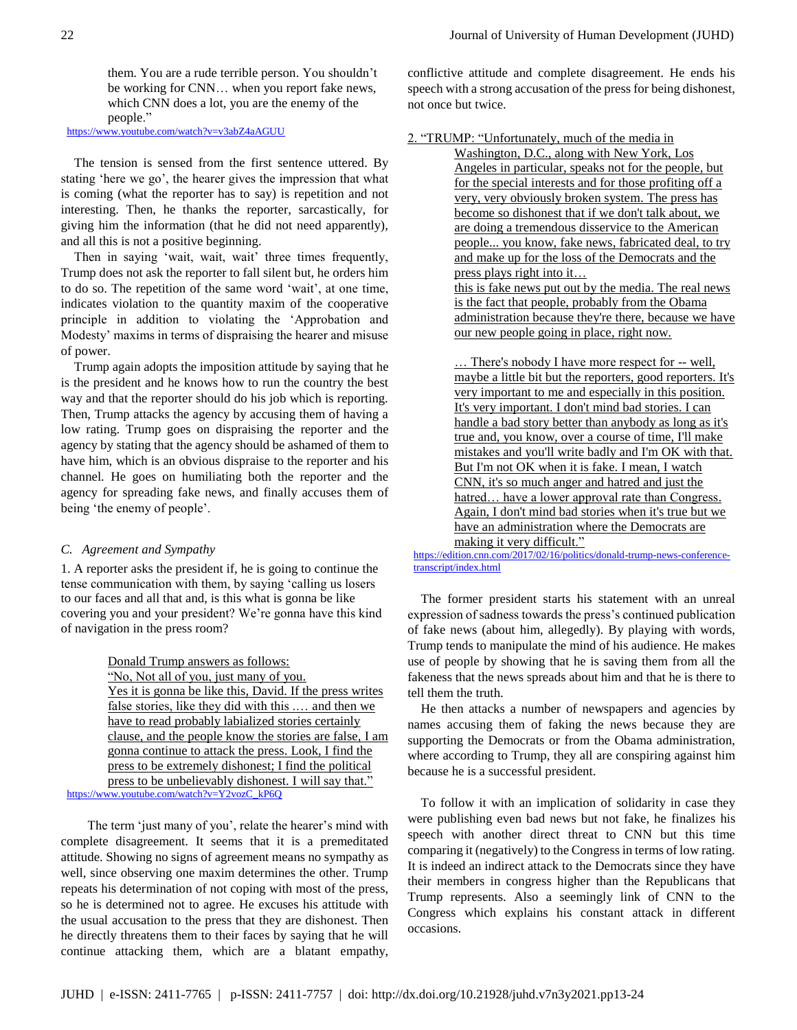them. You are a rude terrible person. You shouldn't be working for CNN… when you report fake news, which CNN does a lot, you are the enemy of the people."

https://www.youtube.com/watch?v=v3abZ4aAGUU

The tension is sensed from the first sentence uttered. By stating 'here we go', the hearer gives the impression that what is coming (what the reporter has to say) is repetition and not interesting. Then, he thanks the reporter, sarcastically, for giving him the information (that he did not need apparently), and all this is not a positive beginning.

Then in saying 'wait, wait, wait' three times frequently, Trump does not ask the reporter to fall silent but, he orders him to do so. The repetition of the same word 'wait', at one time, indicates violation to the quantity maxim of the cooperative principle in addition to violating the 'Approbation and Modesty' maxims in terms of dispraising the hearer and misuse of power.

Trump again adopts the imposition attitude by saying that he is the president and he knows how to run the country the best way and that the reporter should do his job which is reporting. Then, Trump attacks the agency by accusing them of having a low rating. Trump goes on dispraising the reporter and the agency by stating that the agency should be ashamed of them to have him, which is an obvious dispraise to the reporter and his channel. He goes on humiliating both the reporter and the agency for spreading fake news, and finally accuses them of being 'the enemy of people'.

### *C. Agreement and Sympathy*

1. A reporter asks the president if, he is going to continue the tense communication with them, by saying 'calling us losers to our faces and all that and, is this what is gonna be like covering you and your president? We're gonna have this kind of navigation in the press room?

Donald Trump answers as follows:
"No, Not all of you, just many of you.
Yes it is gonna be like this, David. If the press writes false stories, like they did with this .… and then we have to read probably labialized stories certainly clause, and the people know the stories are false, I am gonna continue to attack the press. Look, I find the press to be extremely dishonest; I find the political press to be unbelievably dishonest. I will say that."

https://www.youtube.com/watch?v=Y2vozC_kP6Q

The term 'just many of you', relate the hearer's mind with complete disagreement. It seems that it is a premeditated attitude. Showing no signs of agreement means no sympathy as well, since observing one maxim determines the other. Trump repeats his determination of not coping with most of the press, so he is determined not to agree. He excuses his attitude with the usual accusation to the press that they are dishonest. Then he directly threatens them to their faces by saying that he will continue attacking them, which are a blatant empathy, conflictive attitude and complete disagreement. He ends his speech with a strong accusation of the press for being dishonest, not once but twice.

2. "TRUMP: "Unfortunately, much of the media in Washington, D.C., along with New York, Los Angeles in particular, speaks not for the people, but for the special interests and for those profiting off a very, very obviously broken system. The press has become so dishonest that if we don't talk about, we are doing a tremendous disservice to the American people... you know, fake news, fabricated deal, to try and make up for the loss of the Democrats and the press plays right into it…
this is fake news put out by the media. The real news is the fact that people, probably from the Obama administration because they're there, because we have our new people going in place, right now.

… There's nobody I have more respect for -- well, maybe a little bit but the reporters, good reporters. It's very important to me and especially in this position. It's very important. I don't mind bad stories. I can handle a bad story better than anybody as long as it's true and, you know, over a course of time, I'll make mistakes and you'll write badly and I'm OK with that. But I'm not OK when it is fake. I mean, I watch CNN, it's so much anger and hatred and just the hatred… have a lower approval rate than Congress. Again, I don't mind bad stories when it's true but we have an administration where the Democrats are making it very difficult."

https://edition.cnn.com/2017/02/16/politics/donald-trump-news-conference-transcript/index.html

The former president starts his statement with an unreal expression of sadness towards the press's continued publication of fake news (about him, allegedly). By playing with words, Trump tends to manipulate the mind of his audience. He makes use of people by showing that he is saving them from all the fakeness that the news spreads about him and that he is there to tell them the truth.

He then attacks a number of newspapers and agencies by names accusing them of faking the news because they are supporting the Democrats or from the Obama administration, where according to Trump, they all are conspiring against him because he is a successful president.

To follow it with an implication of solidarity in case they were publishing even bad news but not fake, he finalizes his speech with another direct threat to CNN but this time comparing it (negatively) to the Congress in terms of low rating. It is indeed an indirect attack to the Democrats since they have their members in congress higher than the Republicans that Trump represents. Also a seemingly link of CNN to the Congress which explains his constant attack in different occasions.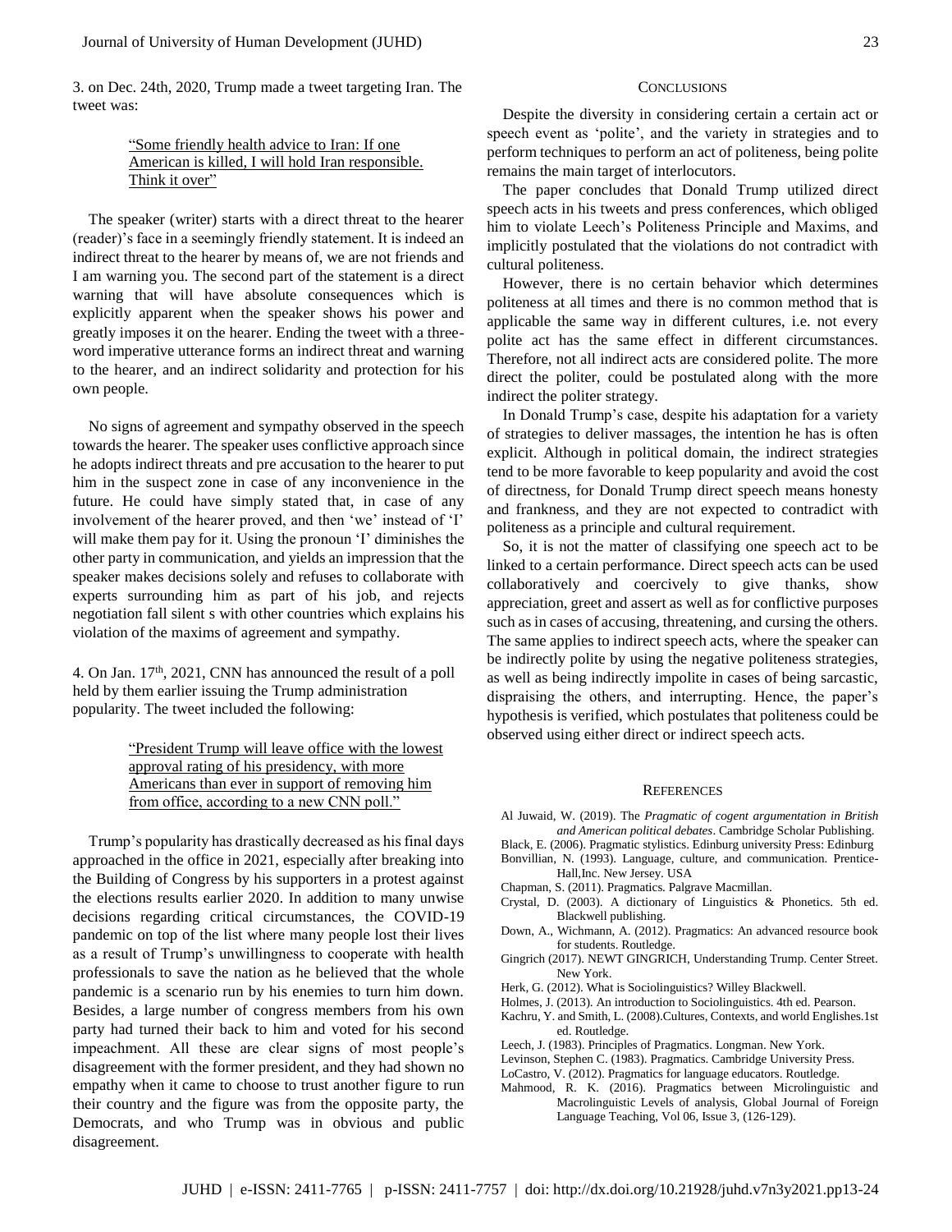3. on Dec. 24th, 2020, Trump made a tweet targeting Iran. The tweet was:

> "Some friendly health advice to Iran: If one American is killed, I will hold Iran responsible. Think it over"

The speaker (writer) starts with a direct threat to the hearer (reader)'s face in a seemingly friendly statement. It is indeed an indirect threat to the hearer by means of, we are not friends and I am warning you. The second part of the statement is a direct warning that will have absolute consequences which is explicitly apparent when the speaker shows his power and greatly imposes it on the hearer. Ending the tweet with a three-word imperative utterance forms an indirect threat and warning to the hearer, and an indirect solidarity and protection for his own people.

No signs of agreement and sympathy observed in the speech towards the hearer. The speaker uses conflictive approach since he adopts indirect threats and pre accusation to the hearer to put him in the suspect zone in case of any inconvenience in the future. He could have simply stated that, in case of any involvement of the hearer proved, and then 'we' instead of 'I' will make them pay for it. Using the pronoun 'I' diminishes the other party in communication, and yields an impression that the speaker makes decisions solely and refuses to collaborate with experts surrounding him as part of his job, and rejects negotiation fall silent s with other countries which explains his violation of the maxims of agreement and sympathy.

4. On Jan. 17th, 2021, CNN has announced the result of a poll held by them earlier issuing the Trump administration popularity. The tweet included the following:

> "President Trump will leave office with the lowest approval rating of his presidency, with more Americans than ever in support of removing him from office, according to a new CNN poll."

Trump's popularity has drastically decreased as his final days approached in the office in 2021, especially after breaking into the Building of Congress by his supporters in a protest against the elections results earlier 2020. In addition to many unwise decisions regarding critical circumstances, the COVID-19 pandemic on top of the list where many people lost their lives as a result of Trump's unwillingness to cooperate with health professionals to save the nation as he believed that the whole pandemic is a scenario run by his enemies to turn him down. Besides, a large number of congress members from his own party had turned their back to him and voted for his second impeachment. All these are clear signs of most people's disagreement with the former president, and they had shown no empathy when it came to choose to trust another figure to run their country and the figure was from the opposite party, the Democrats, and who Trump was in obvious and public disagreement.

## Conclusions

Despite the diversity in considering certain a certain act or speech event as 'polite', and the variety in strategies and to perform techniques to perform an act of politeness, being polite remains the main target of interlocutors.

The paper concludes that Donald Trump utilized direct speech acts in his tweets and press conferences, which obliged him to violate Leech's Politeness Principle and Maxims, and implicitly postulated that the violations do not contradict with cultural politeness.

However, there is no certain behavior which determines politeness at all times and there is no common method that is applicable the same way in different cultures, i.e. not every polite act has the same effect in different circumstances. Therefore, not all indirect acts are considered polite. The more direct the politer, could be postulated along with the more indirect the politer strategy.

In Donald Trump's case, despite his adaptation for a variety of strategies to deliver massages, the intention he has is often explicit. Although in political domain, the indirect strategies tend to be more favorable to keep popularity and avoid the cost of directness, for Donald Trump direct speech means honesty and frankness, and they are not expected to contradict with politeness as a principle and cultural requirement.

So, it is not the matter of classifying one speech act to be linked to a certain performance. Direct speech acts can be used collaboratively and coercively to give thanks, show appreciation, greet and assert as well as for conflictive purposes such as in cases of accusing, threatening, and cursing the others. The same applies to indirect speech acts, where the speaker can be indirectly polite by using the negative politeness strategies, as well as being indirectly impolite in cases of being sarcastic, dispraising the others, and interrupting. Hence, the paper's hypothesis is verified, which postulates that politeness could be observed using either direct or indirect speech acts.

## References

Al Juwaid, W. (2019). The *Pragmatic of cogent argumentation in British and American political debates*. Cambridge Scholar Publishing.

Black, E. (2006). Pragmatic stylistics. Edinburg university Press: Edinburg

Bonvillian, N. (1993). Language, culture, and communication. Prentice-Hall,Inc. New Jersey. USA

Chapman, S. (2011). Pragmatics. Palgrave Macmillan.

Crystal, D. (2003). A dictionary of Linguistics & Phonetics. 5th ed. Blackwell publishing.

Down, A., Wichmann, A. (2012). Pragmatics: An advanced resource book for students. Routledge.

Gingrich (2017). NEWT GINGRICH, Understanding Trump. Center Street. New York.

Herk, G. (2012). What is Sociolinguistics? Willey Blackwell.

Holmes, J. (2013). An introduction to Sociolinguistics. 4th ed. Pearson.

Kachru, Y. and Smith, L. (2008).Cultures, Contexts, and world Englishes.1st ed. Routledge.

Leech, J. (1983). Principles of Pragmatics. Longman. New York.

Levinson, Stephen C. (1983). Pragmatics. Cambridge University Press.

LoCastro, V. (2012). Pragmatics for language educators. Routledge.

Mahmood, R. K. (2016). Pragmatics between Microlinguistic and Macrolinguistic Levels of analysis, Global Journal of Foreign Language Teaching, Vol 06, Issue 3, (126-129).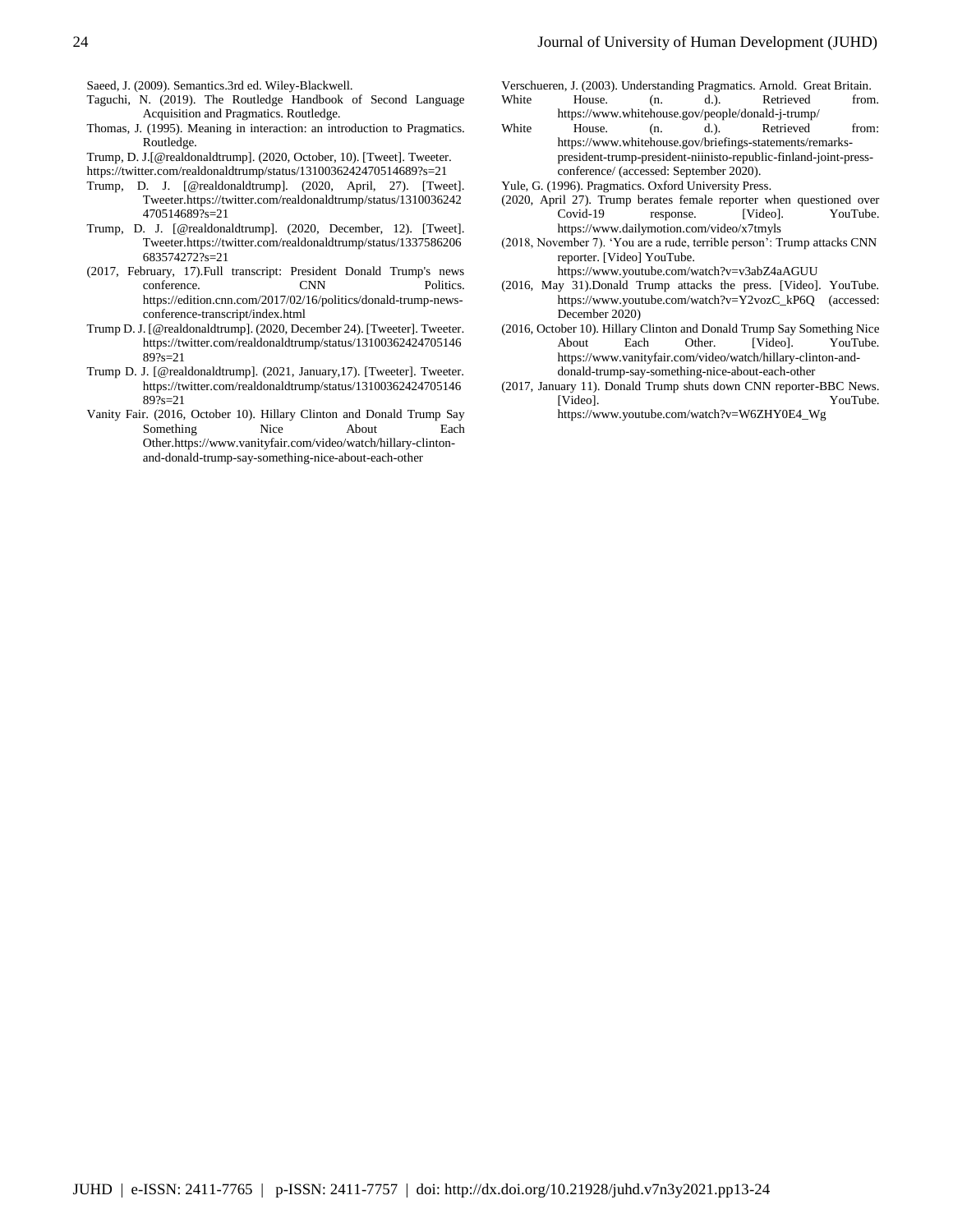Saeed, J. (2009). Semantics.3rd ed. Wiley-Blackwell.

Taguchi, N. (2019). The Routledge Handbook of Second Language Acquisition and Pragmatics. Routledge.

Thomas, J. (1995). Meaning in interaction: an introduction to Pragmatics. Routledge.

Trump, D. J.[@realdonaldtrump]. (2020, October, 10). [Tweet]. Tweeter. https://twitter.com/realdonaldtrump/status/1310036242470514689?s=21

Trump, D. J. [@realdonaldtrump]. (2020, April, 27). [Tweet]. Tweeter.https://twitter.com/realdonaldtrump/status/1310036242470514689?s=21

Trump, D. J. [@realdonaldtrump]. (2020, December, 12). [Tweet]. Tweeter.https://twitter.com/realdonaldtrump/status/1337586206683574272?s=21

(2017, February, 17).Full transcript: President Donald Trump's news conference. CNN Politics. https://edition.cnn.com/2017/02/16/politics/donald-trump-news-conference-transcript/index.html

Trump D. J. [@realdonaldtrump]. (2020, December 24). [Tweeter]. Tweeter. https://twitter.com/realdonaldtrump/status/1310036242470514689?s=21

Trump D. J. [@realdonaldtrump]. (2021, January,17). [Tweeter]. Tweeter. https://twitter.com/realdonaldtrump/status/1310036242470514689?s=21

Vanity Fair. (2016, October 10). Hillary Clinton and Donald Trump Say Something Nice About Each Other.https://www.vanityfair.com/video/watch/hillary-clinton-and-donald-trump-say-something-nice-about-each-other

Verschueren, J. (2003). Understanding Pragmatics. Arnold. Great Britain.

White House. (n. d.). Retrieved from. https://www.whitehouse.gov/people/donald-j-trump/

White House. (n. d.). Retrieved from: https://www.whitehouse.gov/briefings-statements/remarks-president-trump-president-niinisto-republic-finland-joint-press-conference/ (accessed: September 2020).

Yule, G. (1996). Pragmatics. Oxford University Press.

(2020, April 27). Trump berates female reporter when questioned over Covid-19 response. [Video]. YouTube. https://www.dailymotion.com/video/x7tmyls

(2018, November 7). 'You are a rude, terrible person': Trump attacks CNN reporter. [Video] YouTube. https://www.youtube.com/watch?v=v3abZ4aAGUU

(2016, May 31).Donald Trump attacks the press. [Video]. YouTube. https://www.youtube.com/watch?v=Y2vozC_kP6Q (accessed: December 2020)

(2016, October 10). Hillary Clinton and Donald Trump Say Something Nice About Each Other. [Video]. YouTube. https://www.vanityfair.com/video/watch/hillary-clinton-and-donald-trump-say-something-nice-about-each-other

(2017, January 11). Donald Trump shuts down CNN reporter-BBC News. [Video]. YouTube. https://www.youtube.com/watch?v=W6ZHY0E4_Wg